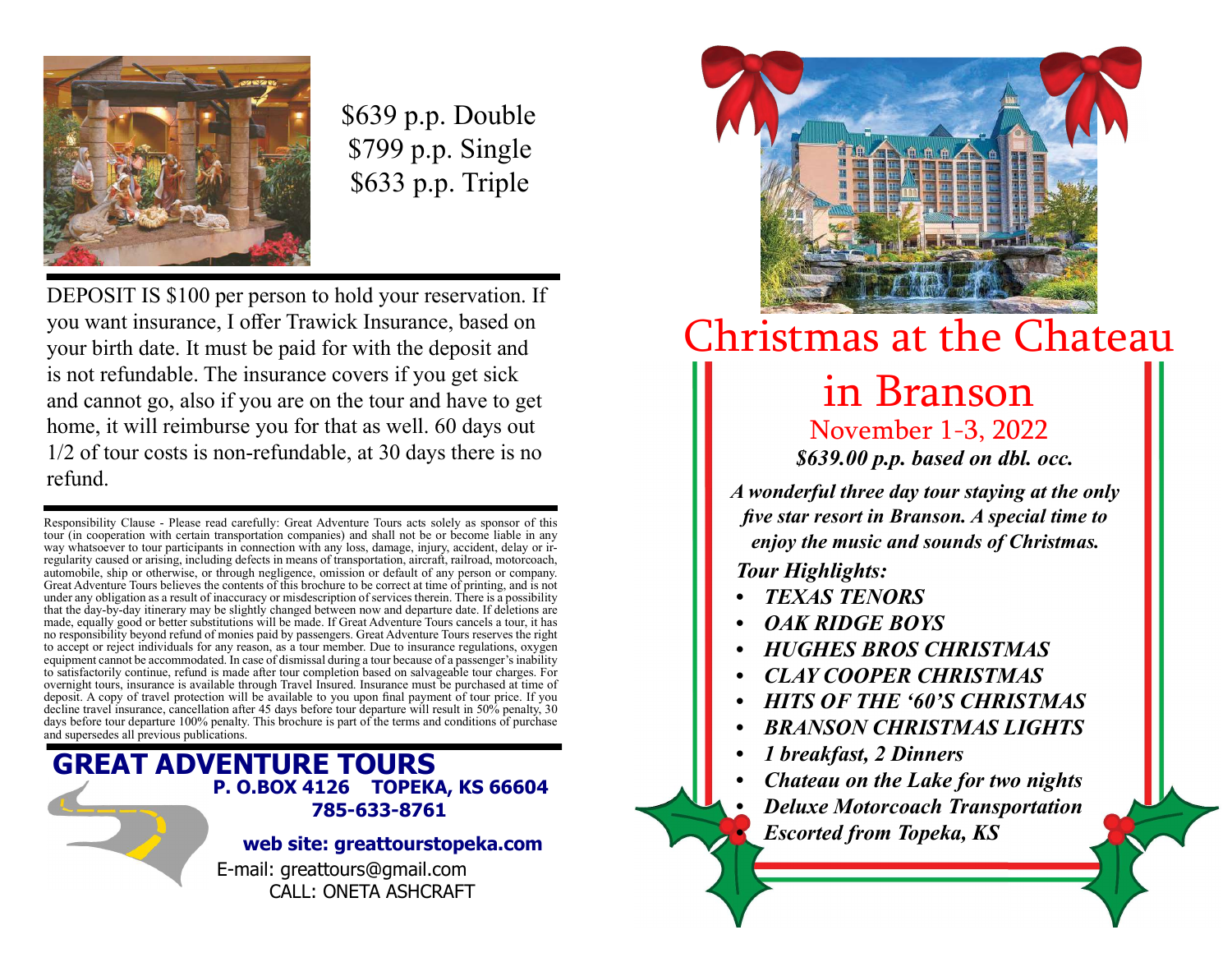$639 p.p. Double
$799 p.p. Single
$633 p.p. Triple

DEPOSIT IS $100 per person to hold your reservation. If you want insurance, I offer Trawick Insurance, based on your birth date. It must be paid for with the deposit and is not refundable. The insurance covers if you get sick and cannot go, also if you are on the tour and have to get home, it will reimburse you for that as well. 60 days out 1/2 of tour costs is non-refundable, at 30 days there is no refund.

Responsibility Clause - Please read carefully: Great Adventure Tours acts solely as sponsor of this tour (in cooperation with certain transportation companies) and shall not be or become liable in any way whatsoever to tour participants in connection with any loss, damage, injury, accident, delay or irregularity caused or arising, including defects in means of transportation, aircraft, railroad, motorcoach, automobile, ship or otherwise, or through negligence, omission or default of any person or company. Great Adventure Tours believes the contents of this brochure to be correct at time of printing, and is not under any obligation as a result of inaccuracy or misdescription of services therein. There is a possibility that the day-by-day itinerary may be slightly changed between now and departure date. If deletions are made, equally good or better substitutions will be made. If Great Adventure Tours cancels a tour, it has no responsibility beyond refund of monies paid by passengers. Great Adventure Tours reserves the right to accept or reject individuals for any reason, as a tour member. Due to insurance regulations, oxygen equipment cannot be accommodated. In case of dismissal during a tour because of a passenger's inability to satisfactorily continue, refund is made after tour completion based on salvageable tour charges. For overnight tours, insurance is available through Travel Insured. Insurance must be purchased at time of deposit. A copy of travel protection will be available to you upon final payment of tour price. If you decline travel insurance, cancellation after 45 days before tour departure will result in 50% penalty, 30 days before tour departure 100% penalty. This brochure is part of the terms and conditions of purchase and supersedes all previous publications.

## GREAT ADVENTURE TOURS

**P. O.BOX 4126 TOPEKA, KS 66604**
**785-633-8761**

**web site: greattourstopeka.com**
E-mail: greattours@gmail.com
CALL: ONETA ASHCRAFT

# Christmas at the Chateau in Branson

## November 1-3, 2022

***$639.00 p.p. based on dbl. occ.***

***A wonderful three day tour staying at the only five star resort in Branson. A special time to enjoy the music and sounds of Christmas.***

***Tour Highlights:***

- ***TEXAS TENORS***
- ***OAK RIDGE BOYS***
- ***HUGHES BROS CHRISTMAS***
- ***CLAY COOPER CHRISTMAS***
- ***HITS OF THE '60'S CHRISTMAS***
- ***BRANSON CHRISTMAS LIGHTS***
- ***1 breakfast, 2 Dinners***
- ***Chateau on the Lake for two nights***
- ***Deluxe Motorcoach Transportation***
- ***Escorted from Topeka, KS***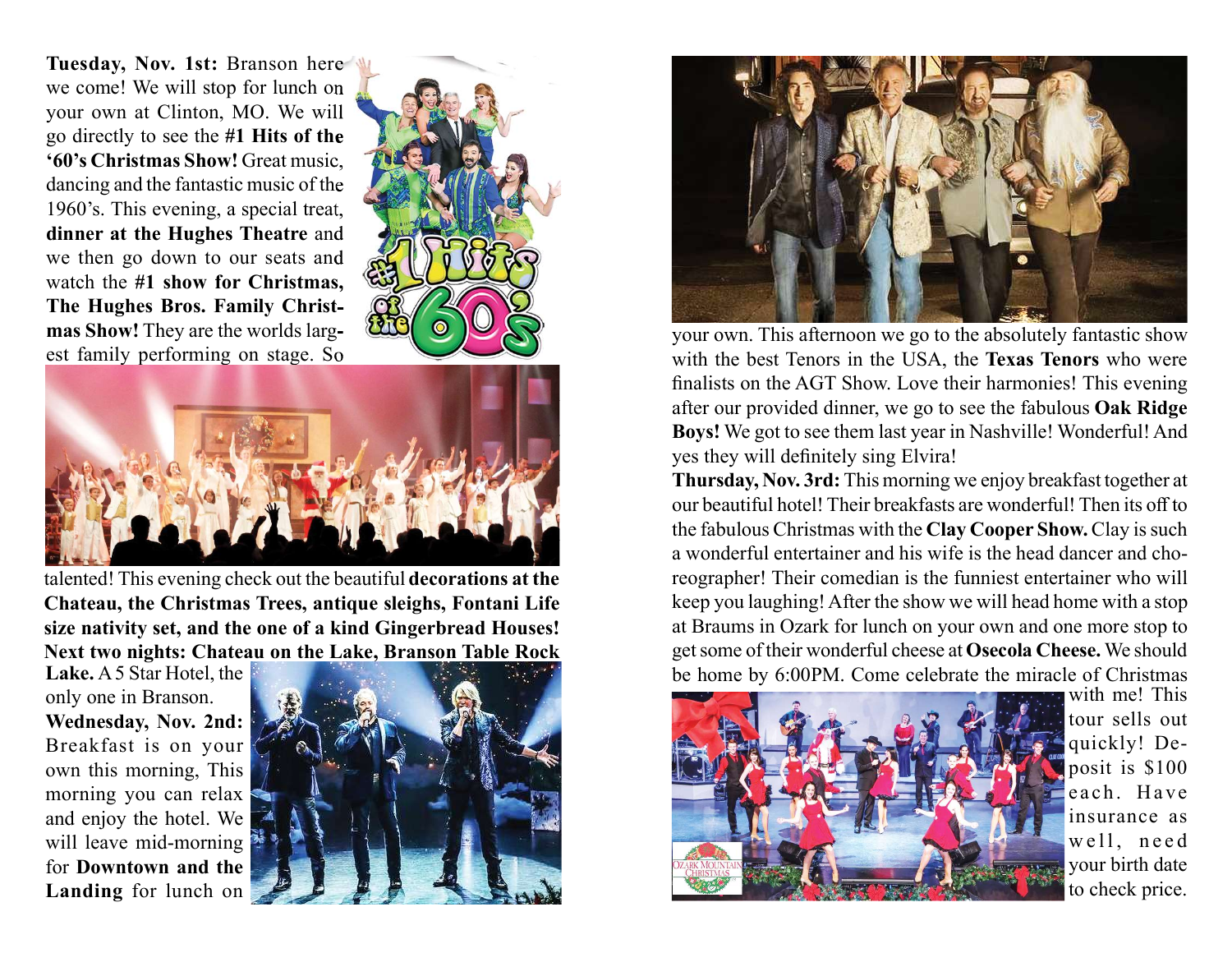**Tuesday, Nov. 1st:** Branson here we come! We will stop for lunch on your own at Clinton, MO. We will go directly to see the **#1 Hits of the '60's Christmas Show!** Great music, dancing and the fantastic music of the 1960's. This evening, a special treat, **dinner at the Hughes Theatre** and we then go down to our seats and watch the **#1 show for Christmas, The Hughes Bros. Family Christmas Show!** They are the worlds largest family performing on stage. So talented! This evening check out the beautiful **decorations at the Chateau, the Christmas Trees, antique sleighs, Fontani Life size nativity set, and the one of a kind Gingerbread Houses! Next two nights: Chateau on the Lake, Branson Table Rock Lake.** A 5 Star Hotel, the only one in Branson.

**Wednesday, Nov. 2nd:** Breakfast is on your own this morning, This morning you can relax and enjoy the hotel. We will leave mid-morning for **Downtown and the Landing** for lunch on your own. This afternoon we go to the absolutely fantastic show with the best Tenors in the USA, the **Texas Tenors** who were finalists on the AGT Show. Love their harmonies! This evening after our provided dinner, we go to see the fabulous **Oak Ridge Boys!** We got to see them last year in Nashville! Wonderful! And yes they will definitely sing Elvira!

**Thursday, Nov. 3rd:** This morning we enjoy breakfast together at our beautiful hotel! Their breakfasts are wonderful! Then its off to the fabulous Christmas with the **Clay Cooper Show.** Clay is such a wonderful entertainer and his wife is the head dancer and choreographer! Their comedian is the funniest entertainer who will keep you laughing! After the show we will head home with a stop at Braums in Ozark for lunch on your own and one more stop to get some of their wonderful cheese at **Osecola Cheese.** We should be home by 6:00PM. Come celebrate the miracle of Christmas with me! This tour sells out quickly! Deposit is $100 each. Have insurance as well, need your birth date to check price.